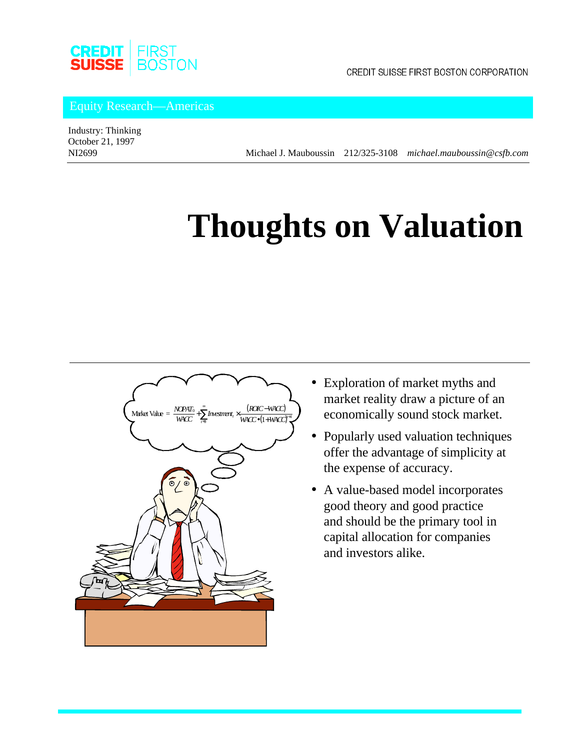CREDIT SUISSE FIRST BOSTON CORPORATION

Equity Research—Americas

Industry: Thinking
October 21, 1997
NI2699

Michael J. Mauboussin 212/325-3108 *michael.mauboussin@csfb.com*

# Thoughts on Valuation

$$\text{Market Value} = \frac{NOPAT_0}{WACC} + \sum_{t=0}^{\infty} Investment_t \times \frac{(ROIC - WACC)}{WACC \cdot (1+WACC)^{t+1}}$$

- Exploration of market myths and market reality draw a picture of an economically sound stock market.
- Popularly used valuation techniques offer the advantage of simplicity at the expense of accuracy.
- A value-based model incorporates good theory and good practice and should be the primary tool in capital allocation for companies and investors alike.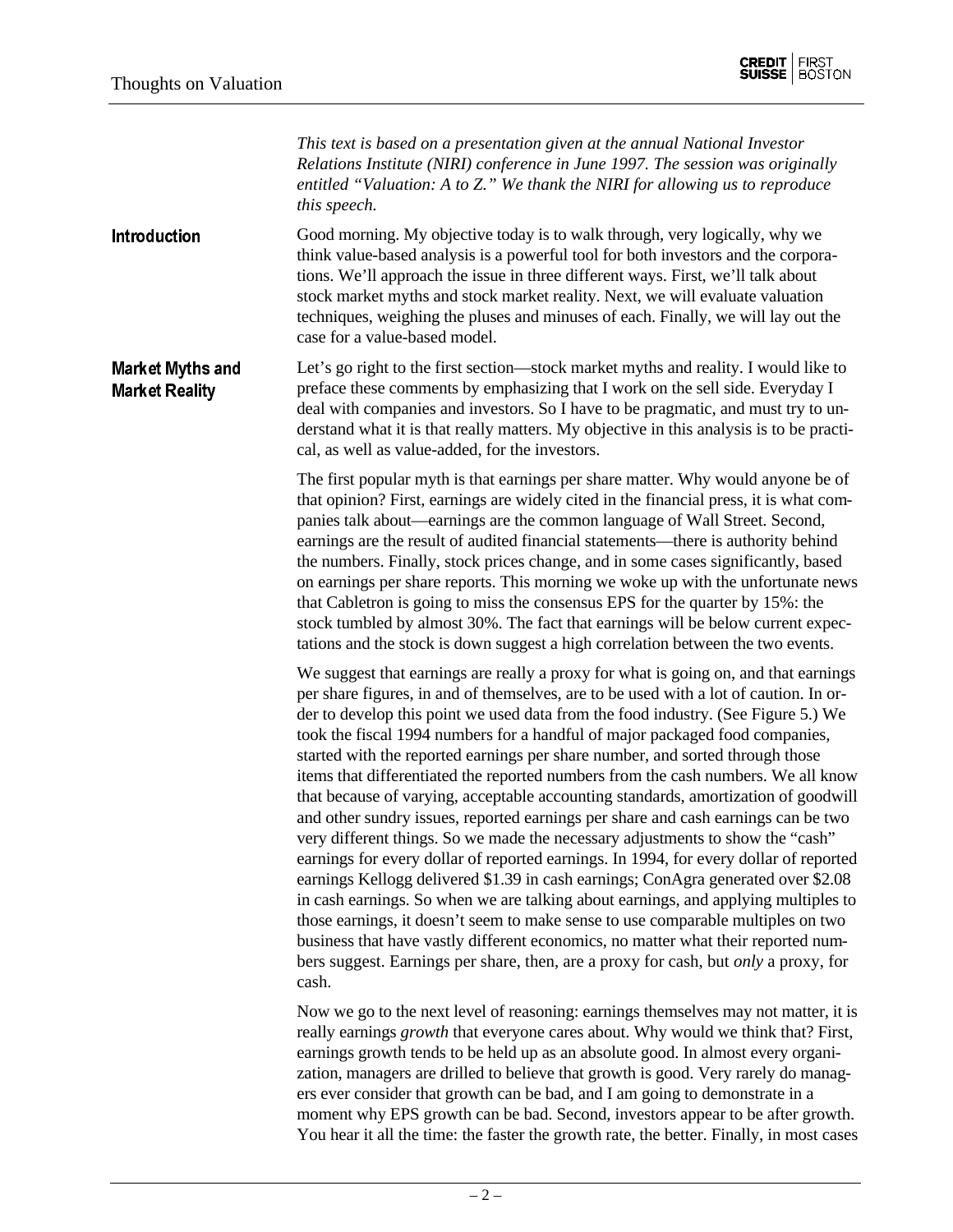*This text is based on a presentation given at the annual National Investor Relations Institute (NIRI) conference in June 1997. The session was originally entitled "Valuation: A to Z." We thank the NIRI for allowing us to reproduce this speech.*

## Introduction

Good morning. My objective today is to walk through, very logically, why we think value-based analysis is a powerful tool for both investors and the corporations. We'll approach the issue in three different ways. First, we'll talk about stock market myths and stock market reality. Next, we will evaluate valuation techniques, weighing the pluses and minuses of each. Finally, we will lay out the case for a value-based model.

## Market Myths and Market Reality

Let's go right to the first section—stock market myths and reality. I would like to preface these comments by emphasizing that I work on the sell side. Everyday I deal with companies and investors. So I have to be pragmatic, and must try to understand what it is that really matters. My objective in this analysis is to be practical, as well as value-added, for the investors.

The first popular myth is that earnings per share matter. Why would anyone be of that opinion? First, earnings are widely cited in the financial press, it is what companies talk about—earnings are the common language of Wall Street. Second, earnings are the result of audited financial statements—there is authority behind the numbers. Finally, stock prices change, and in some cases significantly, based on earnings per share reports. This morning we woke up with the unfortunate news that Cabletron is going to miss the consensus EPS for the quarter by 15%: the stock tumbled by almost 30%. The fact that earnings will be below current expectations and the stock is down suggest a high correlation between the two events.

We suggest that earnings are really a proxy for what is going on, and that earnings per share figures, in and of themselves, are to be used with a lot of caution. In order to develop this point we used data from the food industry. (See Figure 5.) We took the fiscal 1994 numbers for a handful of major packaged food companies, started with the reported earnings per share number, and sorted through those items that differentiated the reported numbers from the cash numbers. We all know that because of varying, acceptable accounting standards, amortization of goodwill and other sundry issues, reported earnings per share and cash earnings can be two very different things. So we made the necessary adjustments to show the "cash" earnings for every dollar of reported earnings. In 1994, for every dollar of reported earnings Kellogg delivered $1.39 in cash earnings; ConAgra generated over $2.08 in cash earnings. So when we are talking about earnings, and applying multiples to those earnings, it doesn't seem to make sense to use comparable multiples on two business that have vastly different economics, no matter what their reported numbers suggest. Earnings per share, then, are a proxy for cash, but *only* a proxy, for cash.

Now we go to the next level of reasoning: earnings themselves may not matter, it is really earnings *growth* that everyone cares about. Why would we think that? First, earnings growth tends to be held up as an absolute good. In almost every organization, managers are drilled to believe that growth is good. Very rarely do managers ever consider that growth can be bad, and I am going to demonstrate in a moment why EPS growth can be bad. Second, investors appear to be after growth. You hear it all the time: the faster the growth rate, the better. Finally, in most cases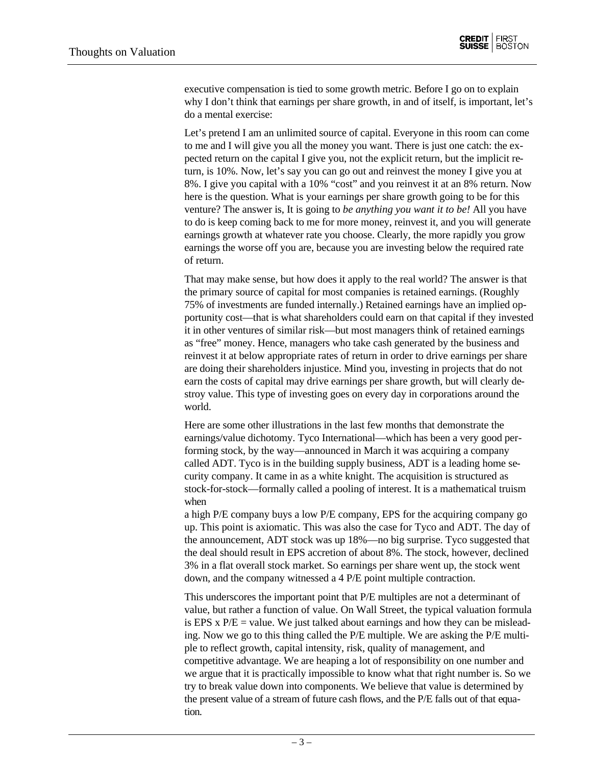executive compensation is tied to some growth metric. Before I go on to explain why I don't think that earnings per share growth, in and of itself, is important, let's do a mental exercise:

Let's pretend I am an unlimited source of capital. Everyone in this room can come to me and I will give you all the money you want. There is just one catch: the expected return on the capital I give you, not the explicit return, but the implicit return, is 10%. Now, let's say you can go out and reinvest the money I give you at 8%. I give you capital with a 10% "cost" and you reinvest it at an 8% return. Now here is the question. What is your earnings per share growth going to be for this venture? The answer is, It is going to *be anything you want it to be!* All you have to do is keep coming back to me for more money, reinvest it, and you will generate earnings growth at whatever rate you choose. Clearly, the more rapidly you grow earnings the worse off you are, because you are investing below the required rate of return.

That may make sense, but how does it apply to the real world? The answer is that the primary source of capital for most companies is retained earnings. (Roughly 75% of investments are funded internally.) Retained earnings have an implied opportunity cost—that is what shareholders could earn on that capital if they invested it in other ventures of similar risk—but most managers think of retained earnings as "free" money. Hence, managers who take cash generated by the business and reinvest it at below appropriate rates of return in order to drive earnings per share are doing their shareholders injustice. Mind you, investing in projects that do not earn the costs of capital may drive earnings per share growth, but will clearly destroy value. This type of investing goes on every day in corporations around the world.

Here are some other illustrations in the last few months that demonstrate the earnings/value dichotomy. Tyco International—which has been a very good performing stock, by the way—announced in March it was acquiring a company called ADT. Tyco is in the building supply business, ADT is a leading home security company. It came in as a white knight. The acquisition is structured as stock-for-stock—formally called a pooling of interest. It is a mathematical truism when a high P/E company buys a low P/E company, EPS for the acquiring company go up. This point is axiomatic. This was also the case for Tyco and ADT. The day of the announcement, ADT stock was up 18%—no big surprise. Tyco suggested that the deal should result in EPS accretion of about 8%. The stock, however, declined 3% in a flat overall stock market. So earnings per share went up, the stock went down, and the company witnessed a 4 P/E point multiple contraction.

This underscores the important point that P/E multiples are not a determinant of value, but rather a function of value. On Wall Street, the typical valuation formula is EPS x P/E = value. We just talked about earnings and how they can be misleading. Now we go to this thing called the P/E multiple. We are asking the P/E multiple to reflect growth, capital intensity, risk, quality of management, and competitive advantage. We are heaping a lot of responsibility on one number and we argue that it is practically impossible to know what that right number is. So we try to break value down into components. We believe that value is determined by the present value of a stream of future cash flows, and the P/E falls out of that equation.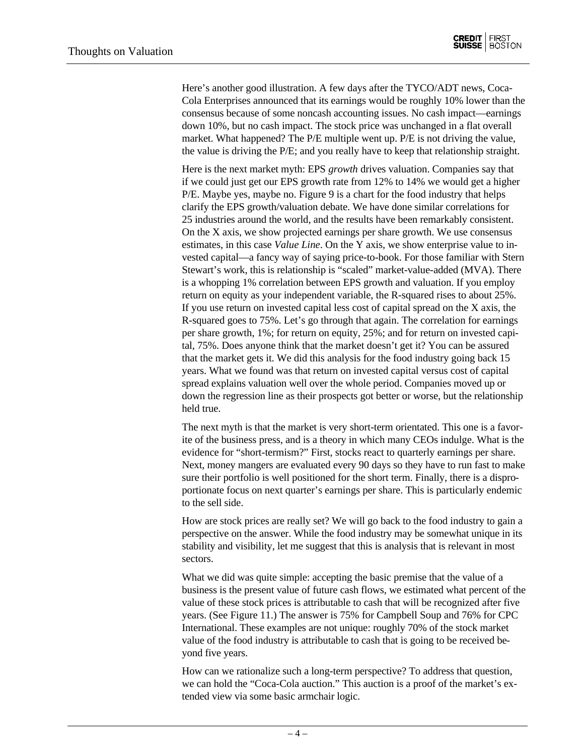Here's another good illustration. A few days after the TYCO/ADT news, Coca-Cola Enterprises announced that its earnings would be roughly 10% lower than the consensus because of some noncash accounting issues. No cash impact—earnings down 10%, but no cash impact. The stock price was unchanged in a flat overall market. What happened? The P/E multiple went up. P/E is not driving the value, the value is driving the P/E; and you really have to keep that relationship straight.

Here is the next market myth: EPS *growth* drives valuation. Companies say that if we could just get our EPS growth rate from 12% to 14% we would get a higher P/E. Maybe yes, maybe no. Figure 9 is a chart for the food industry that helps clarify the EPS growth/valuation debate. We have done similar correlations for 25 industries around the world, and the results have been remarkably consistent. On the X axis, we show projected earnings per share growth. We use consensus estimates, in this case *Value Line*. On the Y axis, we show enterprise value to invested capital—a fancy way of saying price-to-book. For those familiar with Stern Stewart's work, this is relationship is "scaled" market-value-added (MVA). There is a whopping 1% correlation between EPS growth and valuation. If you employ return on equity as your independent variable, the R-squared rises to about 25%. If you use return on invested capital less cost of capital spread on the X axis, the R-squared goes to 75%. Let's go through that again. The correlation for earnings per share growth, 1%; for return on equity, 25%; and for return on invested capital, 75%. Does anyone think that the market doesn't get it? You can be assured that the market gets it. We did this analysis for the food industry going back 15 years. What we found was that return on invested capital versus cost of capital spread explains valuation well over the whole period. Companies moved up or down the regression line as their prospects got better or worse, but the relationship held true.

The next myth is that the market is very short-term orientated. This one is a favorite of the business press, and is a theory in which many CEOs indulge. What is the evidence for "short-termism?" First, stocks react to quarterly earnings per share. Next, money mangers are evaluated every 90 days so they have to run fast to make sure their portfolio is well positioned for the short term. Finally, there is a disproportionate focus on next quarter's earnings per share. This is particularly endemic to the sell side.

How are stock prices are really set? We will go back to the food industry to gain a perspective on the answer. While the food industry may be somewhat unique in its stability and visibility, let me suggest that this is analysis that is relevant in most sectors.

What we did was quite simple: accepting the basic premise that the value of a business is the present value of future cash flows, we estimated what percent of the value of these stock prices is attributable to cash that will be recognized after five years. (See Figure 11.) The answer is 75% for Campbell Soup and 76% for CPC International. These examples are not unique: roughly 70% of the stock market value of the food industry is attributable to cash that is going to be received beyond five years.

How can we rationalize such a long-term perspective? To address that question, we can hold the "Coca-Cola auction." This auction is a proof of the market's extended view via some basic armchair logic.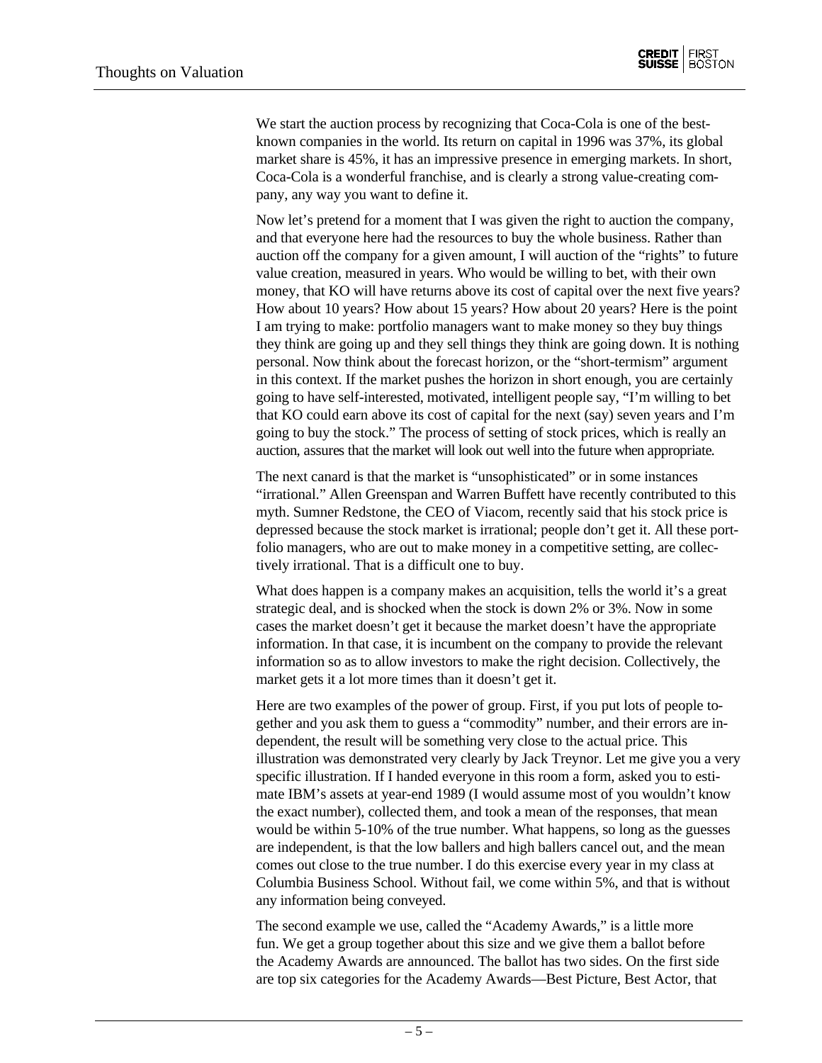We start the auction process by recognizing that Coca-Cola is one of the best-known companies in the world. Its return on capital in 1996 was 37%, its global market share is 45%, it has an impressive presence in emerging markets. In short, Coca-Cola is a wonderful franchise, and is clearly a strong value-creating company, any way you want to define it.

Now let's pretend for a moment that I was given the right to auction the company, and that everyone here had the resources to buy the whole business. Rather than auction off the company for a given amount, I will auction of the "rights" to future value creation, measured in years. Who would be willing to bet, with their own money, that KO will have returns above its cost of capital over the next five years? How about 10 years? How about 15 years? How about 20 years? Here is the point I am trying to make: portfolio managers want to make money so they buy things they think are going up and they sell things they think are going down. It is nothing personal. Now think about the forecast horizon, or the "short-termism" argument in this context. If the market pushes the horizon in short enough, you are certainly going to have self-interested, motivated, intelligent people say, "I'm willing to bet that KO could earn above its cost of capital for the next (say) seven years and I'm going to buy the stock." The process of setting of stock prices, which is really an auction, assures that the market will look out well into the future when appropriate.

The next canard is that the market is "unsophisticated" or in some instances "irrational." Allen Greenspan and Warren Buffett have recently contributed to this myth. Sumner Redstone, the CEO of Viacom, recently said that his stock price is depressed because the stock market is irrational; people don't get it. All these portfolio managers, who are out to make money in a competitive setting, are collectively irrational. That is a difficult one to buy.

What does happen is a company makes an acquisition, tells the world it's a great strategic deal, and is shocked when the stock is down 2% or 3%. Now in some cases the market doesn't get it because the market doesn't have the appropriate information. In that case, it is incumbent on the company to provide the relevant information so as to allow investors to make the right decision. Collectively, the market gets it a lot more times than it doesn't get it.

Here are two examples of the power of group. First, if you put lots of people together and you ask them to guess a "commodity" number, and their errors are independent, the result will be something very close to the actual price. This illustration was demonstrated very clearly by Jack Treynor. Let me give you a very specific illustration. If I handed everyone in this room a form, asked you to estimate IBM's assets at year-end 1989 (I would assume most of you wouldn't know the exact number), collected them, and took a mean of the responses, that mean would be within 5-10% of the true number. What happens, so long as the guesses are independent, is that the low ballers and high ballers cancel out, and the mean comes out close to the true number. I do this exercise every year in my class at Columbia Business School. Without fail, we come within 5%, and that is without any information being conveyed.

The second example we use, called the "Academy Awards," is a little more fun. We get a group together about this size and we give them a ballot before the Academy Awards are announced. The ballot has two sides. On the first side are top six categories for the Academy Awards—Best Picture, Best Actor, that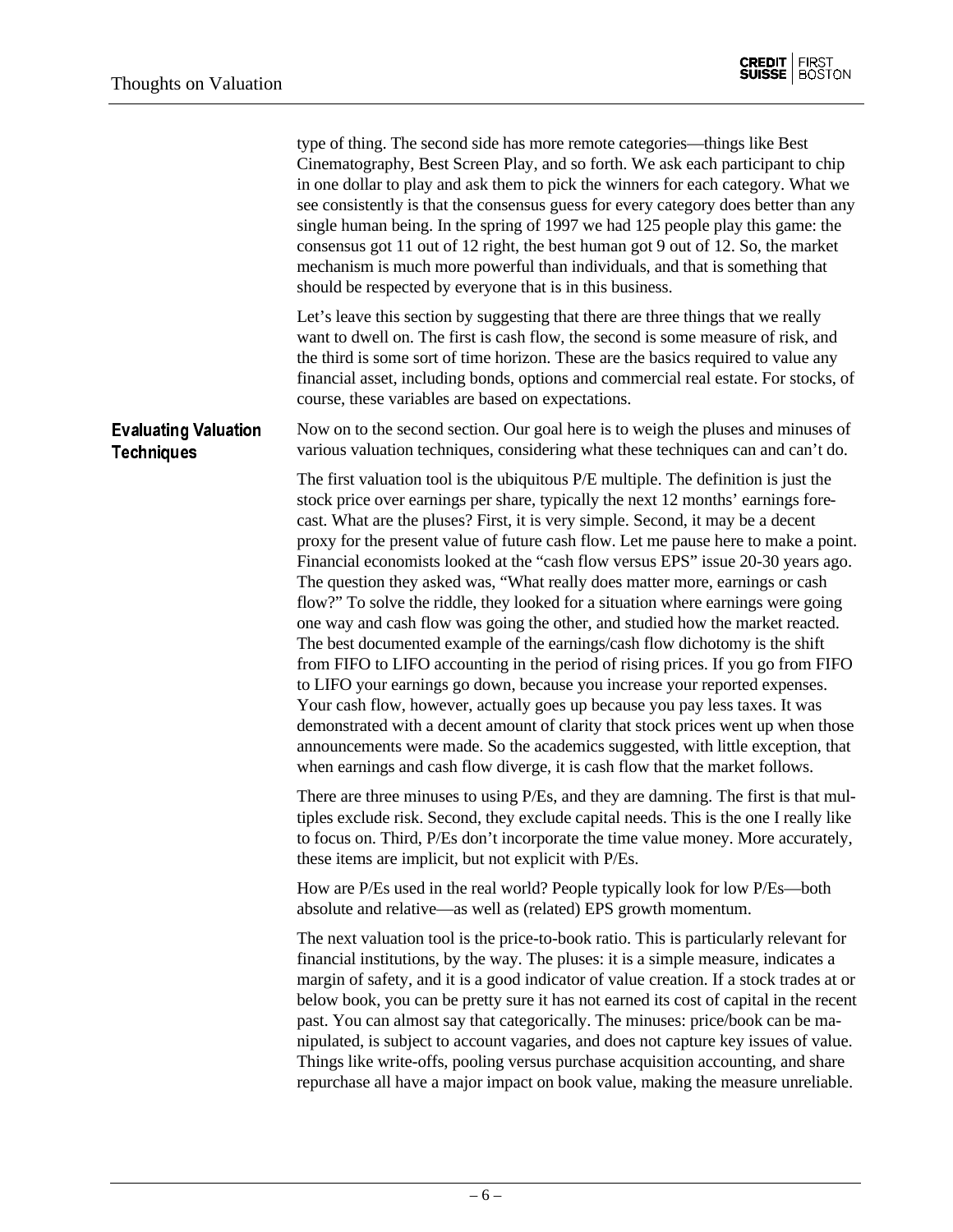type of thing. The second side has more remote categories—things like Best Cinematography, Best Screen Play, and so forth. We ask each participant to chip in one dollar to play and ask them to pick the winners for each category. What we see consistently is that the consensus guess for every category does better than any single human being. In the spring of 1997 we had 125 people play this game: the consensus got 11 out of 12 right, the best human got 9 out of 12. So, the market mechanism is much more powerful than individuals, and that is something that should be respected by everyone that is in this business.

Let's leave this section by suggesting that there are three things that we really want to dwell on. The first is cash flow, the second is some measure of risk, and the third is some sort of time horizon. These are the basics required to value any financial asset, including bonds, options and commercial real estate. For stocks, of course, these variables are based on expectations.

## Evaluating Valuation Techniques

Now on to the second section. Our goal here is to weigh the pluses and minuses of various valuation techniques, considering what these techniques can and can't do.

The first valuation tool is the ubiquitous P/E multiple. The definition is just the stock price over earnings per share, typically the next 12 months' earnings forecast. What are the pluses? First, it is very simple. Second, it may be a decent proxy for the present value of future cash flow. Let me pause here to make a point. Financial economists looked at the "cash flow versus EPS" issue 20-30 years ago. The question they asked was, "What really does matter more, earnings or cash flow?" To solve the riddle, they looked for a situation where earnings were going one way and cash flow was going the other, and studied how the market reacted. The best documented example of the earnings/cash flow dichotomy is the shift from FIFO to LIFO accounting in the period of rising prices. If you go from FIFO to LIFO your earnings go down, because you increase your reported expenses. Your cash flow, however, actually goes up because you pay less taxes. It was demonstrated with a decent amount of clarity that stock prices went up when those announcements were made. So the academics suggested, with little exception, that when earnings and cash flow diverge, it is cash flow that the market follows.

There are three minuses to using P/Es, and they are damning. The first is that multiples exclude risk. Second, they exclude capital needs. This is the one I really like to focus on. Third, P/Es don't incorporate the time value money. More accurately, these items are implicit, but not explicit with P/Es.

How are P/Es used in the real world? People typically look for low P/Es—both absolute and relative—as well as (related) EPS growth momentum.

The next valuation tool is the price-to-book ratio. This is particularly relevant for financial institutions, by the way. The pluses: it is a simple measure, indicates a margin of safety, and it is a good indicator of value creation. If a stock trades at or below book, you can be pretty sure it has not earned its cost of capital in the recent past. You can almost say that categorically. The minuses: price/book can be manipulated, is subject to account vagaries, and does not capture key issues of value. Things like write-offs, pooling versus purchase acquisition accounting, and share repurchase all have a major impact on book value, making the measure unreliable.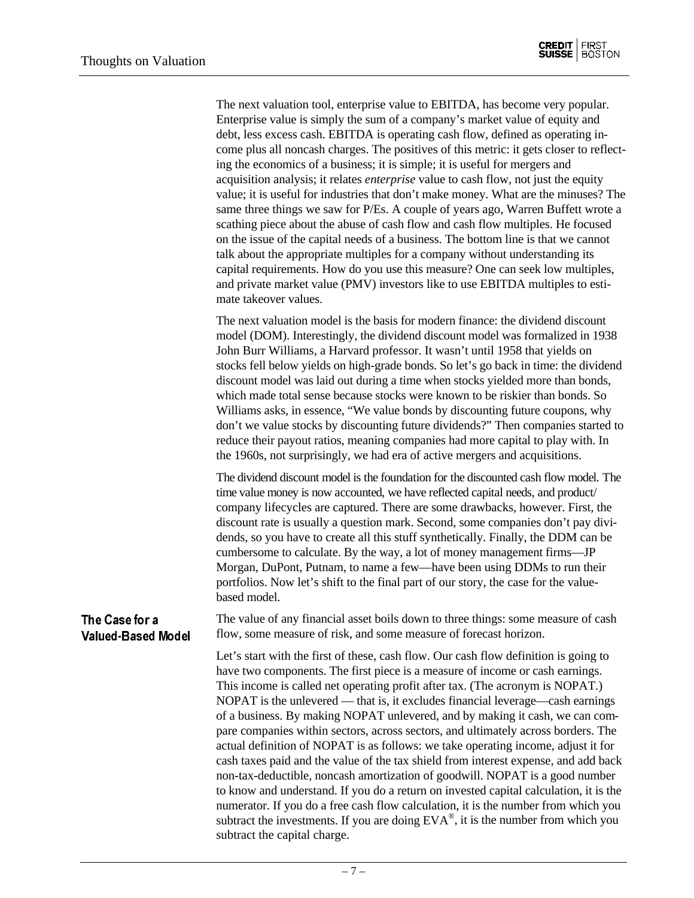The next valuation tool, enterprise value to EBITDA, has become very popular. Enterprise value is simply the sum of a company's market value of equity and debt, less excess cash. EBITDA is operating cash flow, defined as operating income plus all noncash charges. The positives of this metric: it gets closer to reflecting the economics of a business; it is simple; it is useful for mergers and acquisition analysis; it relates *enterprise* value to cash flow, not just the equity value; it is useful for industries that don't make money. What are the minuses? The same three things we saw for P/Es. A couple of years ago, Warren Buffett wrote a scathing piece about the abuse of cash flow and cash flow multiples. He focused on the issue of the capital needs of a business. The bottom line is that we cannot talk about the appropriate multiples for a company without understanding its capital requirements. How do you use this measure? One can seek low multiples, and private market value (PMV) investors like to use EBITDA multiples to estimate takeover values.

The next valuation model is the basis for modern finance: the dividend discount model (DOM). Interestingly, the dividend discount model was formalized in 1938 John Burr Williams, a Harvard professor. It wasn't until 1958 that yields on stocks fell below yields on high-grade bonds. So let's go back in time: the dividend discount model was laid out during a time when stocks yielded more than bonds, which made total sense because stocks were known to be riskier than bonds. So Williams asks, in essence, "We value bonds by discounting future coupons, why don't we value stocks by discounting future dividends?" Then companies started to reduce their payout ratios, meaning companies had more capital to play with. In the 1960s, not surprisingly, we had era of active mergers and acquisitions.

The dividend discount model is the foundation for the discounted cash flow model. The time value money is now accounted, we have reflected capital needs, and product/company lifecycles are captured. There are some drawbacks, however. First, the discount rate is usually a question mark. Second, some companies don't pay dividends, so you have to create all this stuff synthetically. Finally, the DDM can be cumbersome to calculate. By the way, a lot of money management firms—JP Morgan, DuPont, Putnam, to name a few—have been using DDMs to run their portfolios. Now let's shift to the final part of our story, the case for the value-based model.

## The Case for a Valued-Based Model

The value of any financial asset boils down to three things: some measure of cash flow, some measure of risk, and some measure of forecast horizon.

Let's start with the first of these, cash flow. Our cash flow definition is going to have two components. The first piece is a measure of income or cash earnings. This income is called net operating profit after tax. (The acronym is NOPAT.) NOPAT is the unlevered — that is, it excludes financial leverage—cash earnings of a business. By making NOPAT unlevered, and by making it cash, we can compare companies within sectors, across sectors, and ultimately across borders. The actual definition of NOPAT is as follows: we take operating income, adjust it for cash taxes paid and the value of the tax shield from interest expense, and add back non-tax-deductible, noncash amortization of goodwill. NOPAT is a good number to know and understand. If you do a return on invested capital calculation, it is the numerator. If you do a free cash flow calculation, it is the number from which you subtract the investments. If you are doing EVA®, it is the number from which you subtract the capital charge.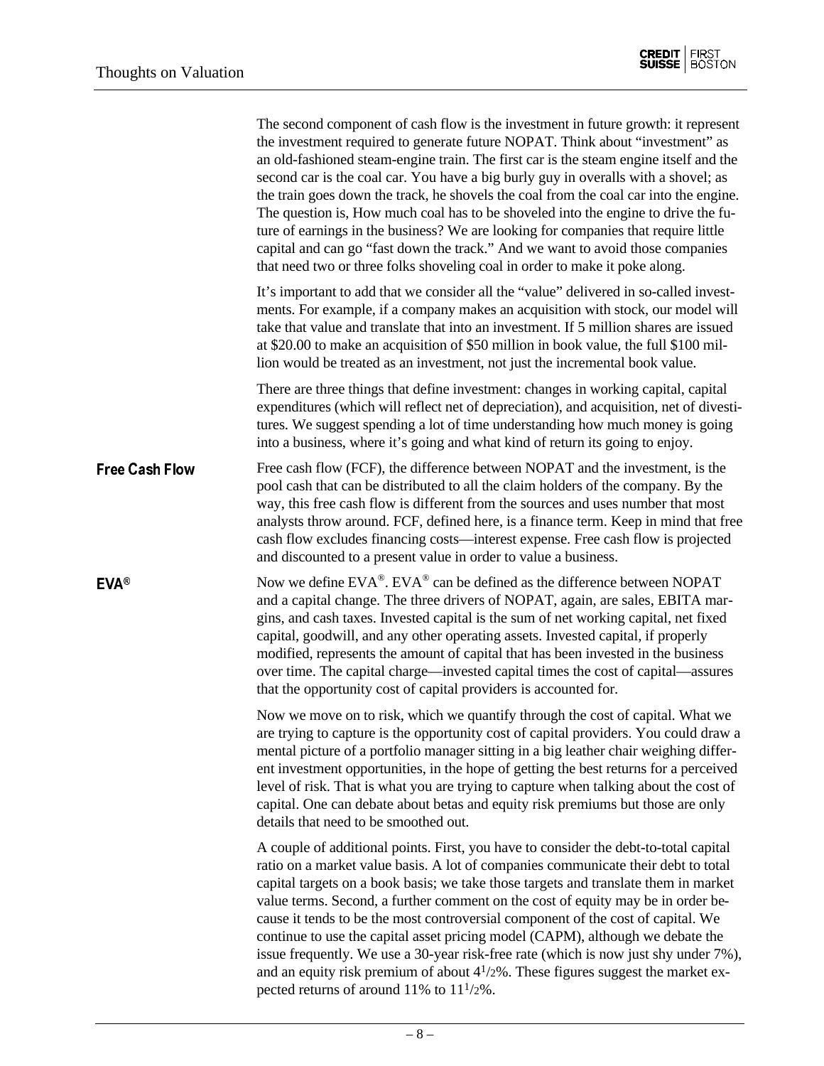The second component of cash flow is the investment in future growth: it represent the investment required to generate future NOPAT. Think about "investment" as an old-fashioned steam-engine train. The first car is the steam engine itself and the second car is the coal car. You have a big burly guy in overalls with a shovel; as the train goes down the track, he shovels the coal from the coal car into the engine. The question is, How much coal has to be shoveled into the engine to drive the future of earnings in the business? We are looking for companies that require little capital and can go "fast down the track." And we want to avoid those companies that need two or three folks shoveling coal in order to make it poke along.

It's important to add that we consider all the "value" delivered in so-called investments. For example, if a company makes an acquisition with stock, our model will take that value and translate that into an investment. If 5 million shares are issued at $20.00 to make an acquisition of $50 million in book value, the full $100 million would be treated as an investment, not just the incremental book value.

There are three things that define investment: changes in working capital, capital expenditures (which will reflect net of depreciation), and acquisition, net of divestitures. We suggest spending a lot of time understanding how much money is going into a business, where it's going and what kind of return its going to enjoy.

**Free Cash Flow**

Free cash flow (FCF), the difference between NOPAT and the investment, is the pool cash that can be distributed to all the claim holders of the company. By the way, this free cash flow is different from the sources and uses number that most analysts throw around. FCF, defined here, is a finance term. Keep in mind that free cash flow excludes financing costs—interest expense. Free cash flow is projected and discounted to a present value in order to value a business.

**EVA®**

Now we define EVA®. EVA® can be defined as the difference between NOPAT and a capital change. The three drivers of NOPAT, again, are sales, EBITA margins, and cash taxes. Invested capital is the sum of net working capital, net fixed capital, goodwill, and any other operating assets. Invested capital, if properly modified, represents the amount of capital that has been invested in the business over time. The capital charge—invested capital times the cost of capital—assures that the opportunity cost of capital providers is accounted for.

Now we move on to risk, which we quantify through the cost of capital. What we are trying to capture is the opportunity cost of capital providers. You could draw a mental picture of a portfolio manager sitting in a big leather chair weighing different investment opportunities, in the hope of getting the best returns for a perceived level of risk. That is what you are trying to capture when talking about the cost of capital. One can debate about betas and equity risk premiums but those are only details that need to be smoothed out.

A couple of additional points. First, you have to consider the debt-to-total capital ratio on a market value basis. A lot of companies communicate their debt to total capital targets on a book basis; we take those targets and translate them in market value terms. Second, a further comment on the cost of equity may be in order because it tends to be the most controversial component of the cost of capital. We continue to use the capital asset pricing model (CAPM), although we debate the issue frequently. We use a 30-year risk-free rate (which is now just shy under 7%), and an equity risk premium of about 4½%. These figures suggest the market expected returns of around 11% to 11½%.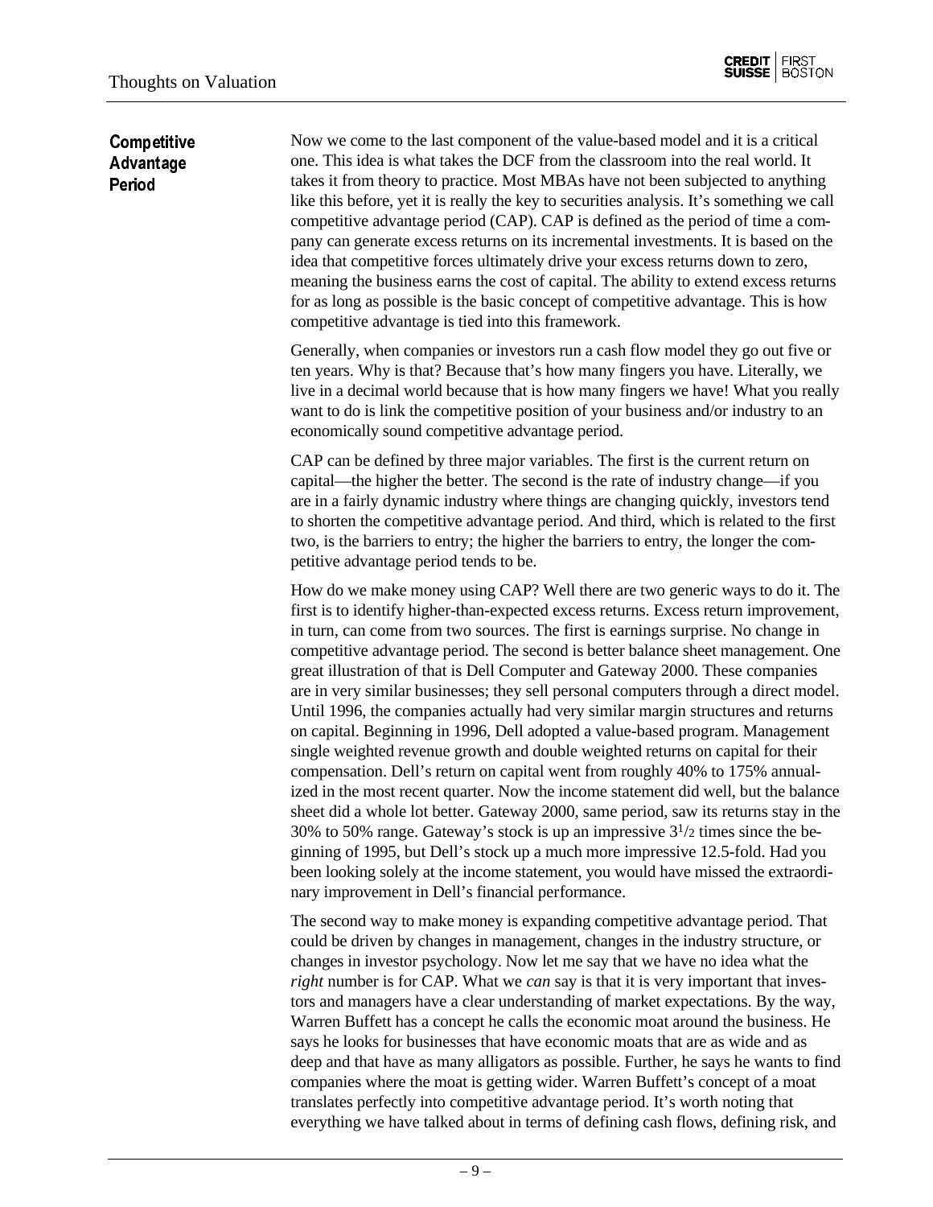## Competitive Advantage Period

Now we come to the last component of the value-based model and it is a critical one. This idea is what takes the DCF from the classroom into the real world. It takes it from theory to practice. Most MBAs have not been subjected to anything like this before, yet it is really the key to securities analysis. It's something we call competitive advantage period (CAP). CAP is defined as the period of time a company can generate excess returns on its incremental investments. It is based on the idea that competitive forces ultimately drive your excess returns down to zero, meaning the business earns the cost of capital. The ability to extend excess returns for as long as possible is the basic concept of competitive advantage. This is how competitive advantage is tied into this framework.

Generally, when companies or investors run a cash flow model they go out five or ten years. Why is that? Because that's how many fingers you have. Literally, we live in a decimal world because that is how many fingers we have! What you really want to do is link the competitive position of your business and/or industry to an economically sound competitive advantage period.

CAP can be defined by three major variables. The first is the current return on capital—the higher the better. The second is the rate of industry change—if you are in a fairly dynamic industry where things are changing quickly, investors tend to shorten the competitive advantage period. And third, which is related to the first two, is the barriers to entry; the higher the barriers to entry, the longer the competitive advantage period tends to be.

How do we make money using CAP? Well there are two generic ways to do it. The first is to identify higher-than-expected excess returns. Excess return improvement, in turn, can come from two sources. The first is earnings surprise. No change in competitive advantage period. The second is better balance sheet management. One great illustration of that is Dell Computer and Gateway 2000. These companies are in very similar businesses; they sell personal computers through a direct model. Until 1996, the companies actually had very similar margin structures and returns on capital. Beginning in 1996, Dell adopted a value-based program. Management single weighted revenue growth and double weighted returns on capital for their compensation. Dell's return on capital went from roughly 40% to 175% annualized in the most recent quarter. Now the income statement did well, but the balance sheet did a whole lot better. Gateway 2000, same period, saw its returns stay in the 30% to 50% range. Gateway's stock is up an impressive 3½ times since the beginning of 1995, but Dell's stock up a much more impressive 12.5-fold. Had you been looking solely at the income statement, you would have missed the extraordinary improvement in Dell's financial performance.

The second way to make money is expanding competitive advantage period. That could be driven by changes in management, changes in the industry structure, or changes in investor psychology. Now let me say that we have no idea what the *right* number is for CAP. What we *can* say is that it is very important that investors and managers have a clear understanding of market expectations. By the way, Warren Buffett has a concept he calls the economic moat around the business. He says he looks for businesses that have economic moats that are as wide and as deep and that have as many alligators as possible. Further, he says he wants to find companies where the moat is getting wider. Warren Buffett's concept of a moat translates perfectly into competitive advantage period. It's worth noting that everything we have talked about in terms of defining cash flows, defining risk, and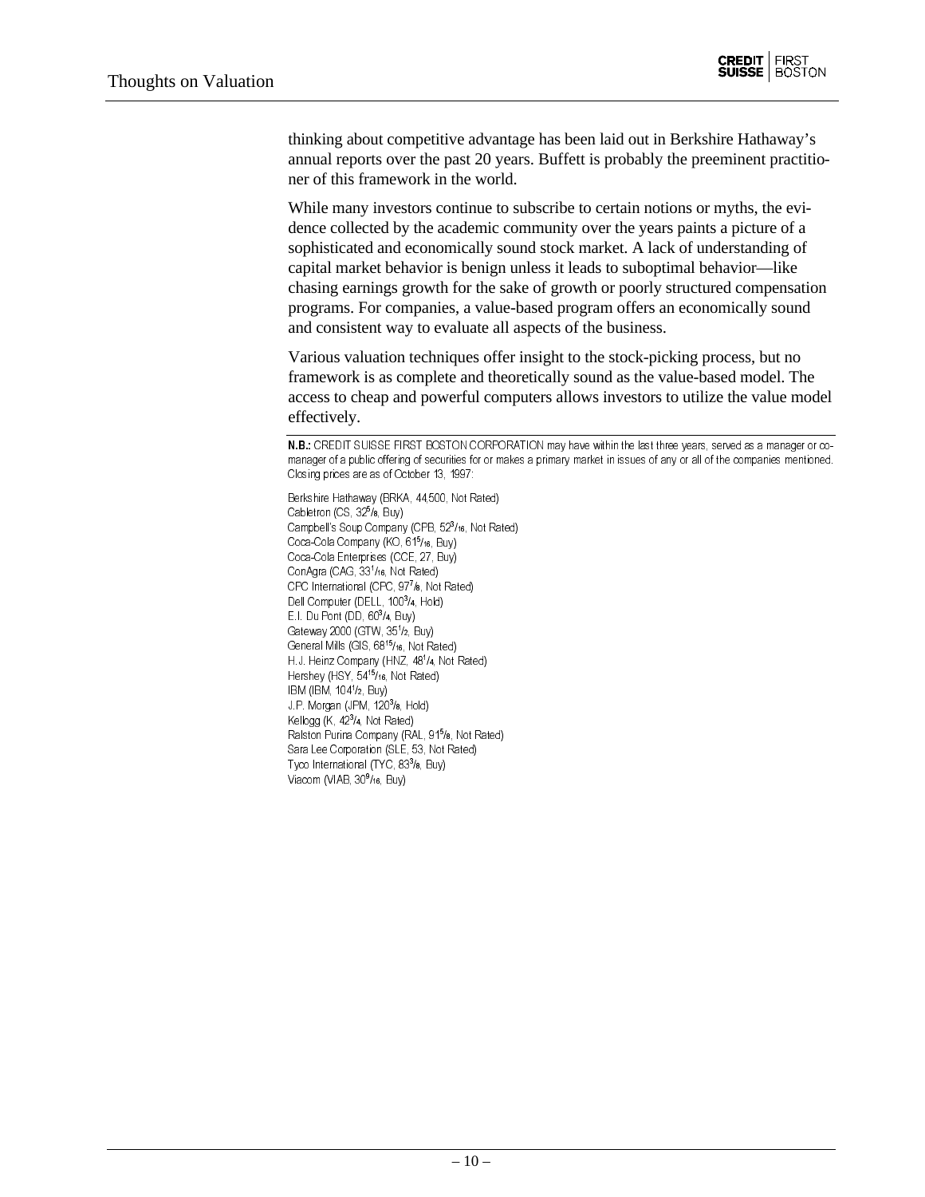thinking about competitive advantage has been laid out in Berkshire Hathaway's annual reports over the past 20 years. Buffett is probably the preeminent practitioner of this framework in the world.

While many investors continue to subscribe to certain notions or myths, the evidence collected by the academic community over the years paints a picture of a sophisticated and economically sound stock market. A lack of understanding of capital market behavior is benign unless it leads to suboptimal behavior—like chasing earnings growth for the sake of growth or poorly structured compensation programs. For companies, a value-based program offers an economically sound and consistent way to evaluate all aspects of the business.

Various valuation techniques offer insight to the stock-picking process, but no framework is as complete and theoretically sound as the value-based model. The access to cheap and powerful computers allows investors to utilize the value model effectively.

**N.B.:** CREDIT SUISSE FIRST BOSTON CORPORATION may have within the last three years, served as a manager or co-manager of a public offering of securities for or makes a primary market in issues of any or all of the companies mentioned. Closing prices are as of October 13, 1997:

Berkshire Hathaway (BRKA, 44,500, Not Rated)
Cabletron (CS, 32 5/8, Buy)
Campbell's Soup Company (CPB, 52 3/16, Not Rated)
Coca-Cola Company (KO, 61 5/16, Buy)
Coca-Cola Enterprises (CCE, 27, Buy)
ConAgra (CAG, 33 1/16, Not Rated)
CPC International (CPC, 97 7/8, Not Rated)
Dell Computer (DELL, 100 3/4, Hold)
E.I. Du Pont (DD, 60 3/4, Buy)
Gateway 2000 (GTW, 35 1/2, Buy)
General Mills (GIS, 68 15/16, Not Rated)
H.J. Heinz Company (HNZ, 48 1/4, Not Rated)
Hershey (HSY, 54 15/16, Not Rated)
IBM (IBM, 104 1/2, Buy)
J.P. Morgan (JPM, 120 3/8, Hold)
Kellogg (K, 42 3/4, Not Rated)
Ralston Purina Company (RAL, 91 5/8, Not Rated)
Sara Lee Corporation (SLE, 53, Not Rated)
Tyco International (TYC, 83 3/8, Buy)
Viacom (VIAB, 30 9/16, Buy)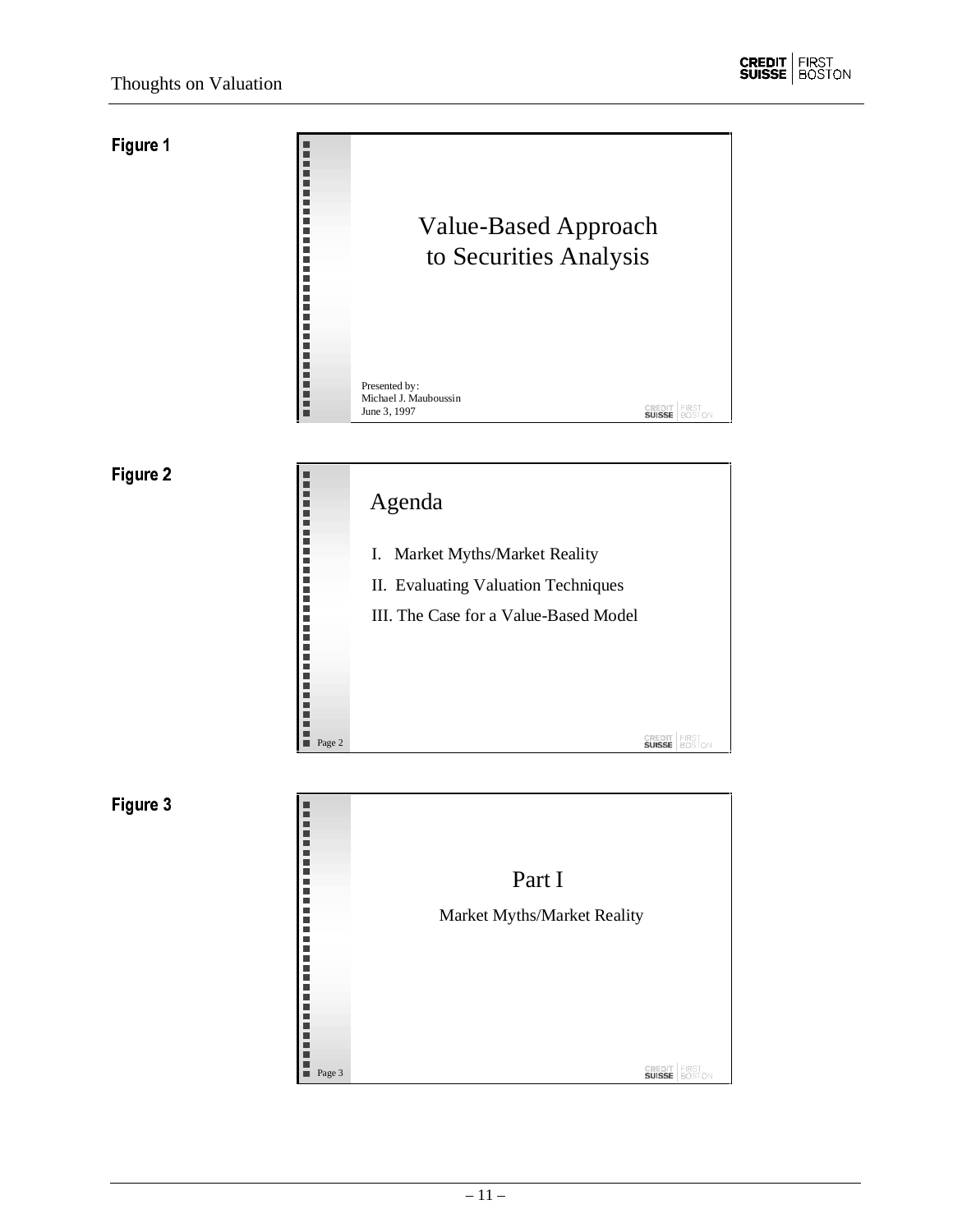**Figure 1**

Value-Based Approach
to Securities Analysis

Presented by:
Michael J. Mauboussin
June 3, 1997

**Figure 2**

Agenda

I. Market Myths/Market Reality

II. Evaluating Valuation Techniques

III. The Case for a Value-Based Model

Page 2

**Figure 3**

Part I

Market Myths/Market Reality

Page 3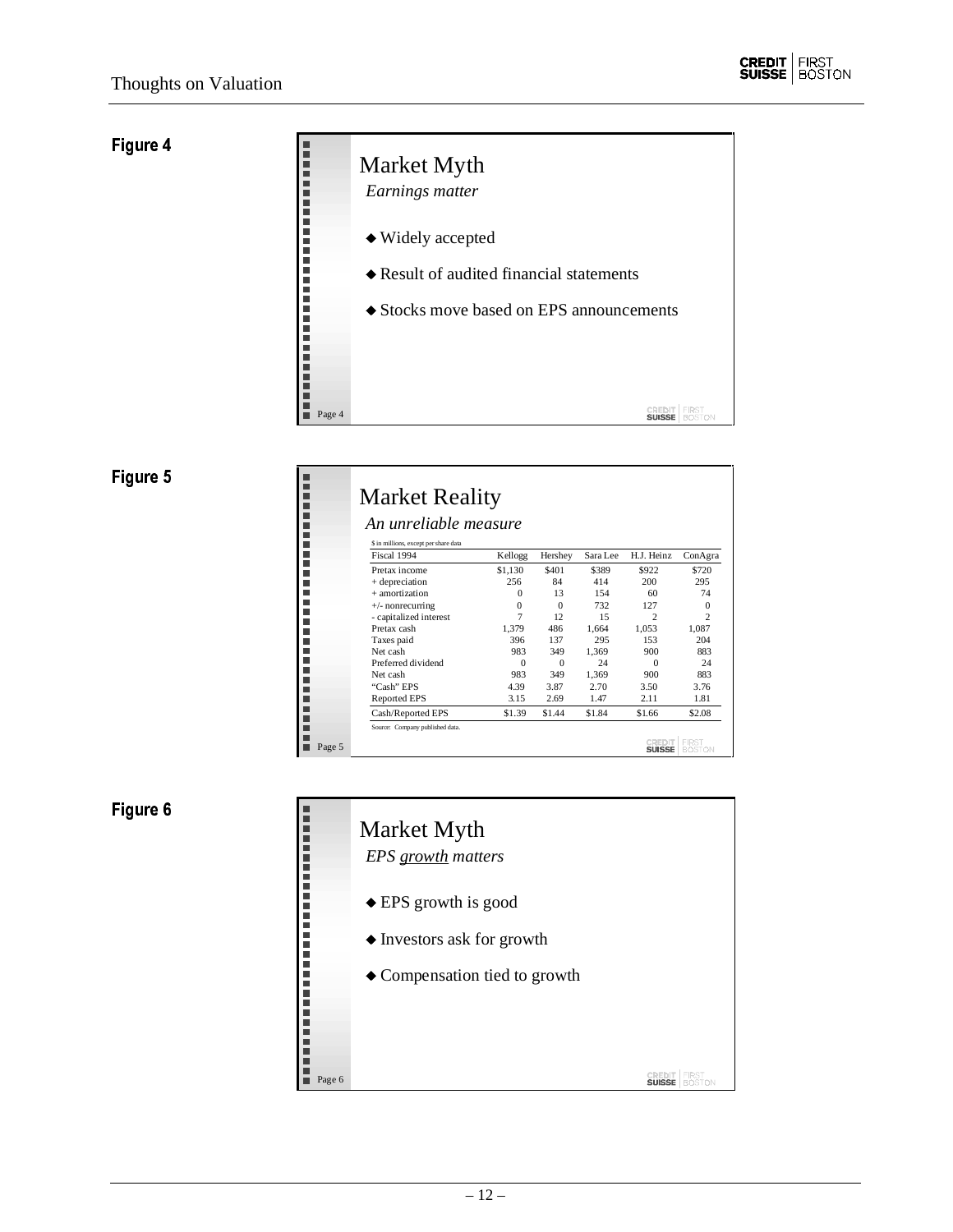**Figure 4**

## Market Myth

*Earnings matter*

- ◆ Widely accepted
- ◆ Result of audited financial statements
- ◆ Stocks move based on EPS announcements

**Figure 5**

## Market Reality

*An unreliable measure*

$ in millions, except per share data

| Fiscal 1994 | Kellogg | Hershey | Sara Lee | H.J. Heinz | ConAgra |
|---|---|---|---|---|---|
| Pretax income | $1,130 | $401 | $389 | $922 | $720 |
| + depreciation | 256 | 84 | 414 | 200 | 295 |
| + amortization | 0 | 13 | 154 | 60 | 74 |
| +/- nonrecurring | 0 | 0 | 732 | 127 | 0 |
| - capitalized interest | 7 | 12 | 15 | 2 | 2 |
| Pretax cash | 1,379 | 486 | 1,664 | 1,053 | 1,087 |
| Taxes paid | 396 | 137 | 295 | 153 | 204 |
| Net cash | 983 | 349 | 1,369 | 900 | 883 |
| Preferred dividend | 0 | 0 | 24 | 0 | 24 |
| Net cash | 983 | 349 | 1,369 | 900 | 883 |
| "Cash" EPS | 4.39 | 3.87 | 2.70 | 3.50 | 3.76 |
| Reported EPS | 3.15 | 2.69 | 1.47 | 2.11 | 1.81 |
| Cash/Reported EPS | $1.39 | $1.44 | $1.84 | $1.66 | $2.08 |

Source: Company published data.

**Figure 6**

## Market Myth

*EPS growth matters*

- ◆ EPS growth is good
- ◆ Investors ask for growth
- ◆ Compensation tied to growth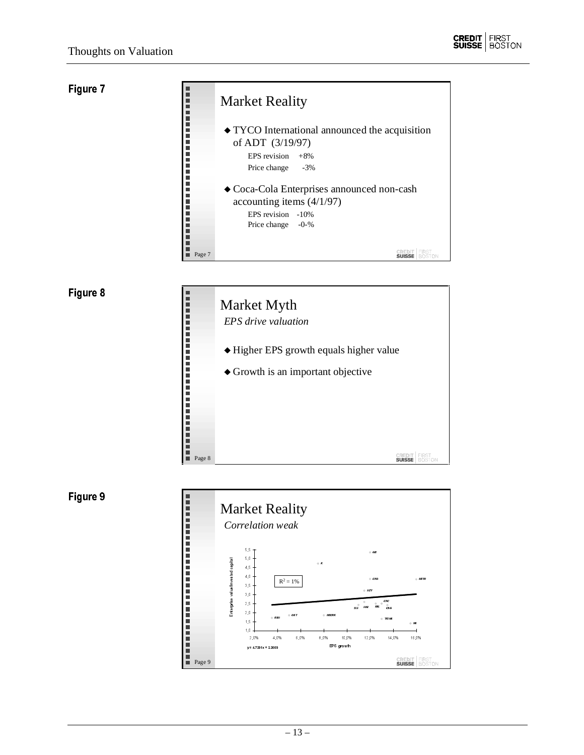**Figure 7**

# Market Reality

- TYCO International announced the acquisition of ADT (3/19/97)
  - EPS revision +8%
  - Price change -3%
- Coca-Cola Enterprises announced non-cash accounting items (4/1/97)
  - EPS revision -10%
  - Price change -0-%

Page 7

**Figure 8**

# Market Myth

*EPS drive valuation*

- Higher EPS growth equals higher value
- Growth is an important objective

Page 8

**Figure 9**

# Market Reality

*Correlation weak*

$R^2 = 1\%$

y = 4.7291x + 2.2869

Enterprise value/invested capital vs. EPS growth

Page 9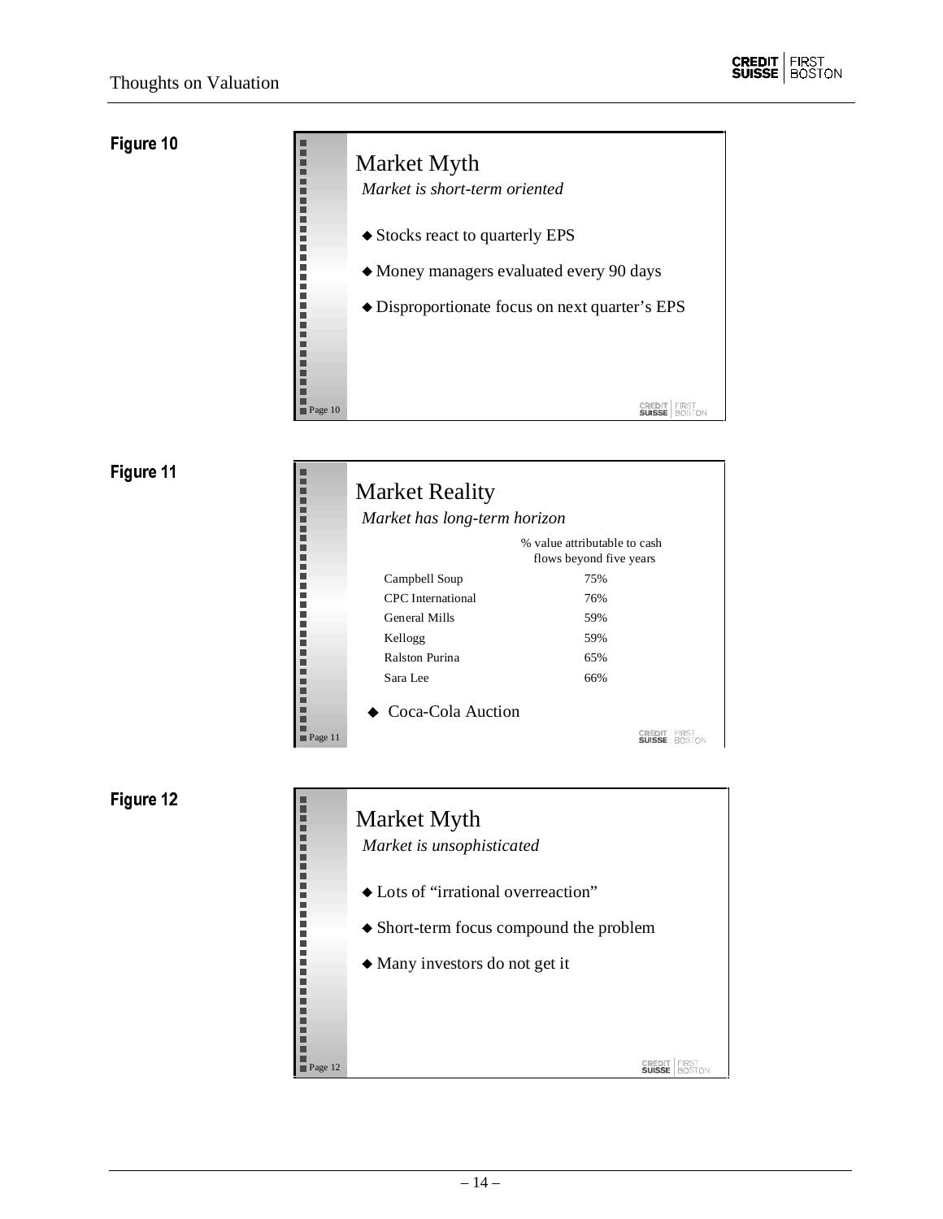**Figure 10**

## Market Myth

*Market is short-term oriented*

- Stocks react to quarterly EPS
- Money managers evaluated every 90 days
- Disproportionate focus on next quarter's EPS

**Figure 11**

## Market Reality

*Market has long-term horizon*

| | % value attributable to cash flows beyond five years |
|---|---|
| Campbell Soup | 75% |
| CPC International | 76% |
| General Mills | 59% |
| Kellogg | 59% |
| Ralston Purina | 65% |
| Sara Lee | 66% |

- Coca-Cola Auction

**Figure 12**

## Market Myth

*Market is unsophisticated*

- Lots of "irrational overreaction"
- Short-term focus compound the problem
- Many investors do not get it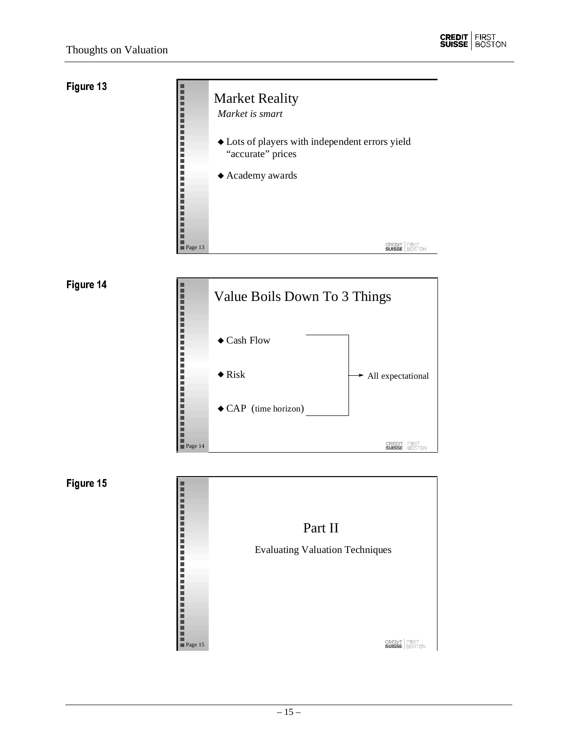**Figure 13**

## Market Reality

*Market is smart*

- Lots of players with independent errors yield "accurate" prices
- Academy awards

**Figure 14**

## Value Boils Down To 3 Things

- Cash Flow
- Risk
- CAP (time horizon)

→ All expectational

**Figure 15**

## Part II

Evaluating Valuation Techniques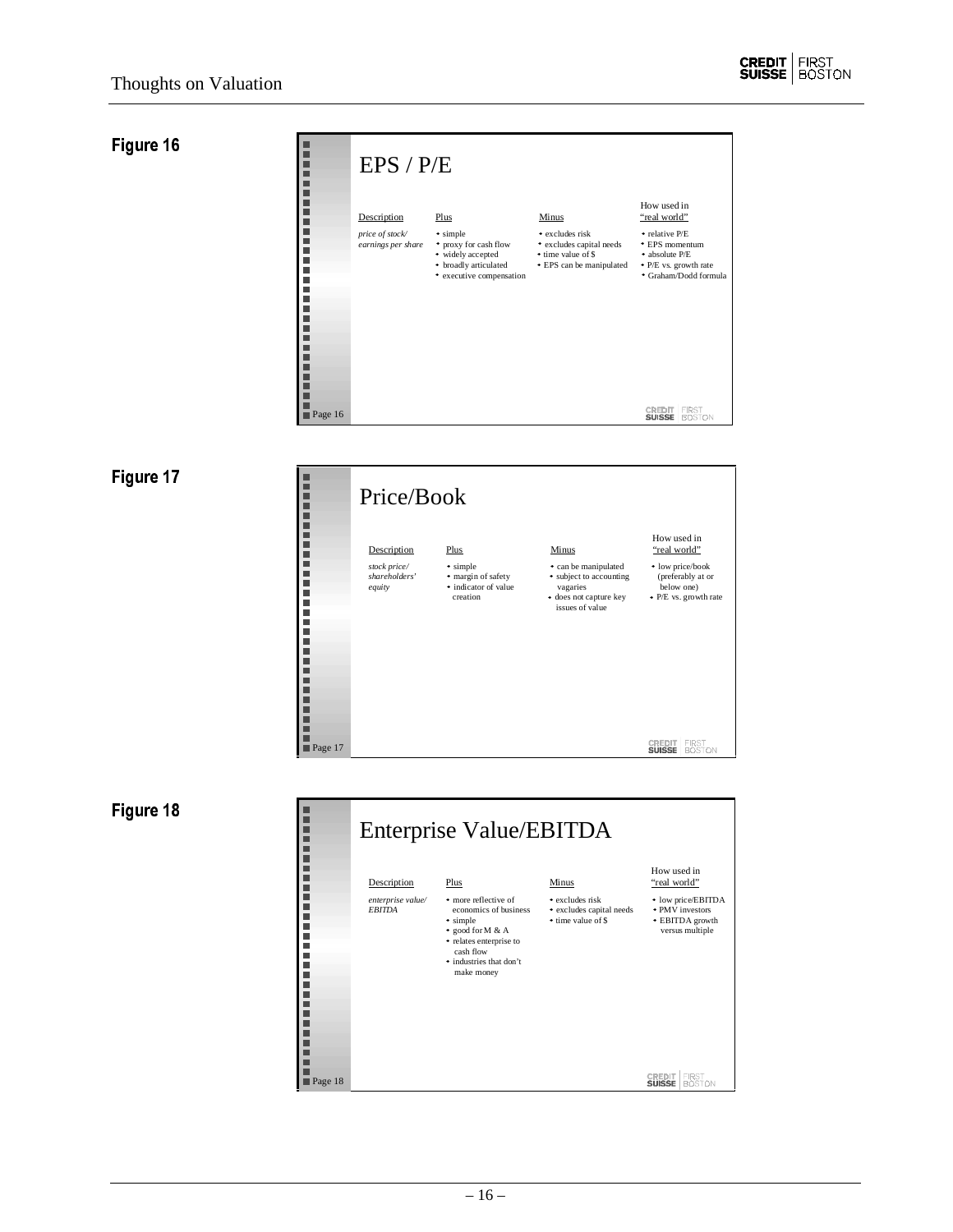**Figure 16**

## EPS / P/E

| Description | Plus | Minus | How used in "real world" |
|---|---|---|---|
| *price of stock/ earnings per share* | • simple<br>• proxy for cash flow<br>• widely accepted<br>• broadly articulated<br>• executive compensation | • excludes risk<br>• excludes capital needs<br>• time value of $<br>• EPS can be manipulated | • relative P/E<br>• EPS momentum<br>• absolute P/E<br>• P/E vs. growth rate<br>• Graham/Dodd formula |

**Figure 17**

## Price/Book

| Description | Plus | Minus | How used in "real world" |
|---|---|---|---|
| *stock price/ shareholders' equity* | • simple<br>• margin of safety<br>• indicator of value creation | • can be manipulated<br>• subject to accounting vagaries<br>• does not capture key issues of value | • low price/book (preferably at or below one)<br>• P/E vs. growth rate |

**Figure 18**

## Enterprise Value/EBITDA

| Description | Plus | Minus | How used in "real world" |
|---|---|---|---|
| *enterprise value/ EBITDA* | • more reflective of economics of business<br>• simple<br>• good for M & A<br>• relates enterprise to cash flow<br>• industries that don't make money | • excludes risk<br>• excludes capital needs<br>• time value of $ | • low price/EBITDA<br>• PMV investors<br>• EBITDA growth versus multiple |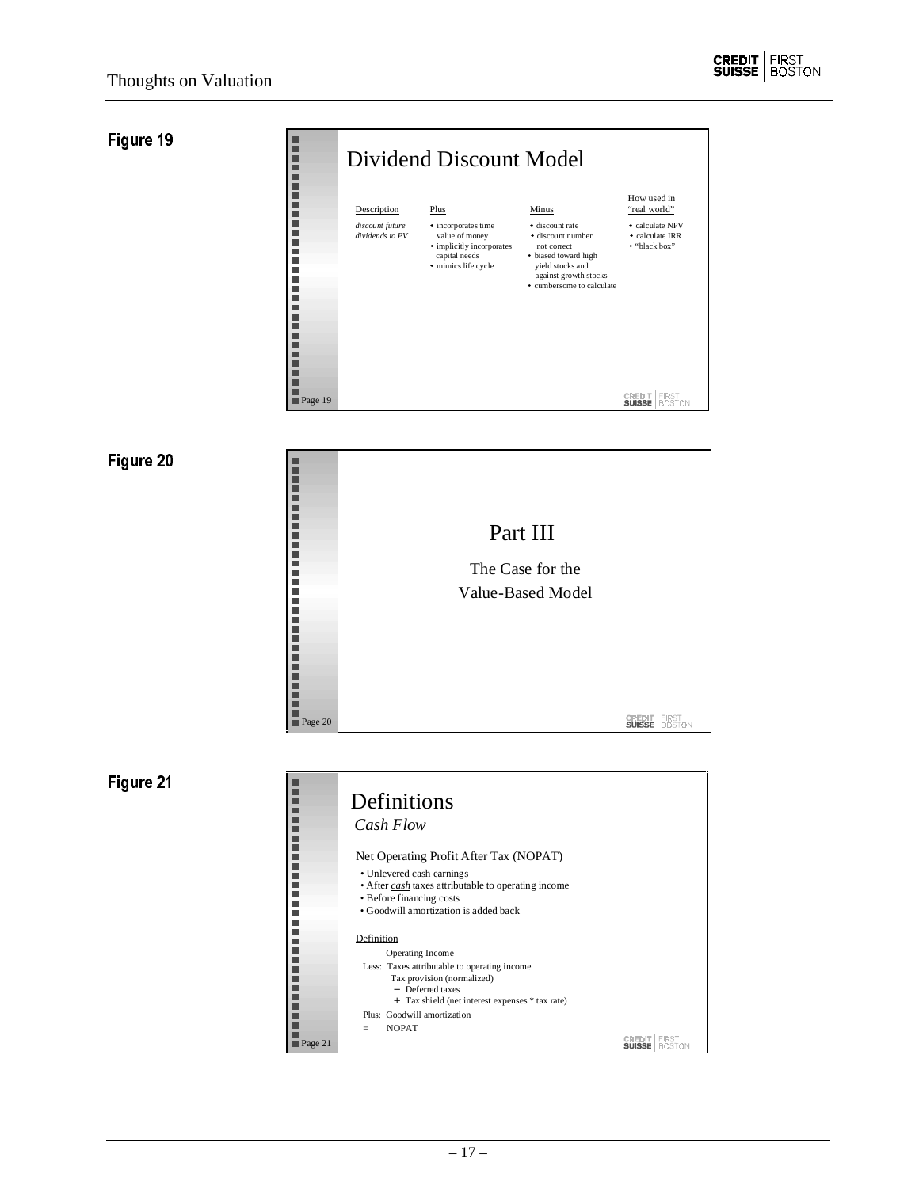**Figure 19**

## Dividend Discount Model

| Description | Plus | Minus | How used in "real world" |
|---|---|---|---|
| *discount future dividends to PV* | • incorporates time value of money<br>• implicitly incorporates capital needs<br>• mimics life cycle | • discount rate<br>• discount number not correct<br>• biased toward high yield stocks and against growth stocks<br>• cumbersome to calculate | • calculate NPV<br>• calculate IRR<br>• "black box" |

**Figure 20**

## Part III

The Case for the Value-Based Model

**Figure 21**

## Definitions

*Cash Flow*

Net Operating Profit After Tax (NOPAT)

- Unlevered cash earnings
- After *cash* taxes attributable to operating income
- Before financing costs
- Goodwill amortization is added back

Definition

Operating Income

Less: Taxes attributable to operating income
- Tax provision (normalized)
- − Deferred taxes
- + Tax shield (net interest expenses * tax rate)

Plus: Goodwill amortization

= NOPAT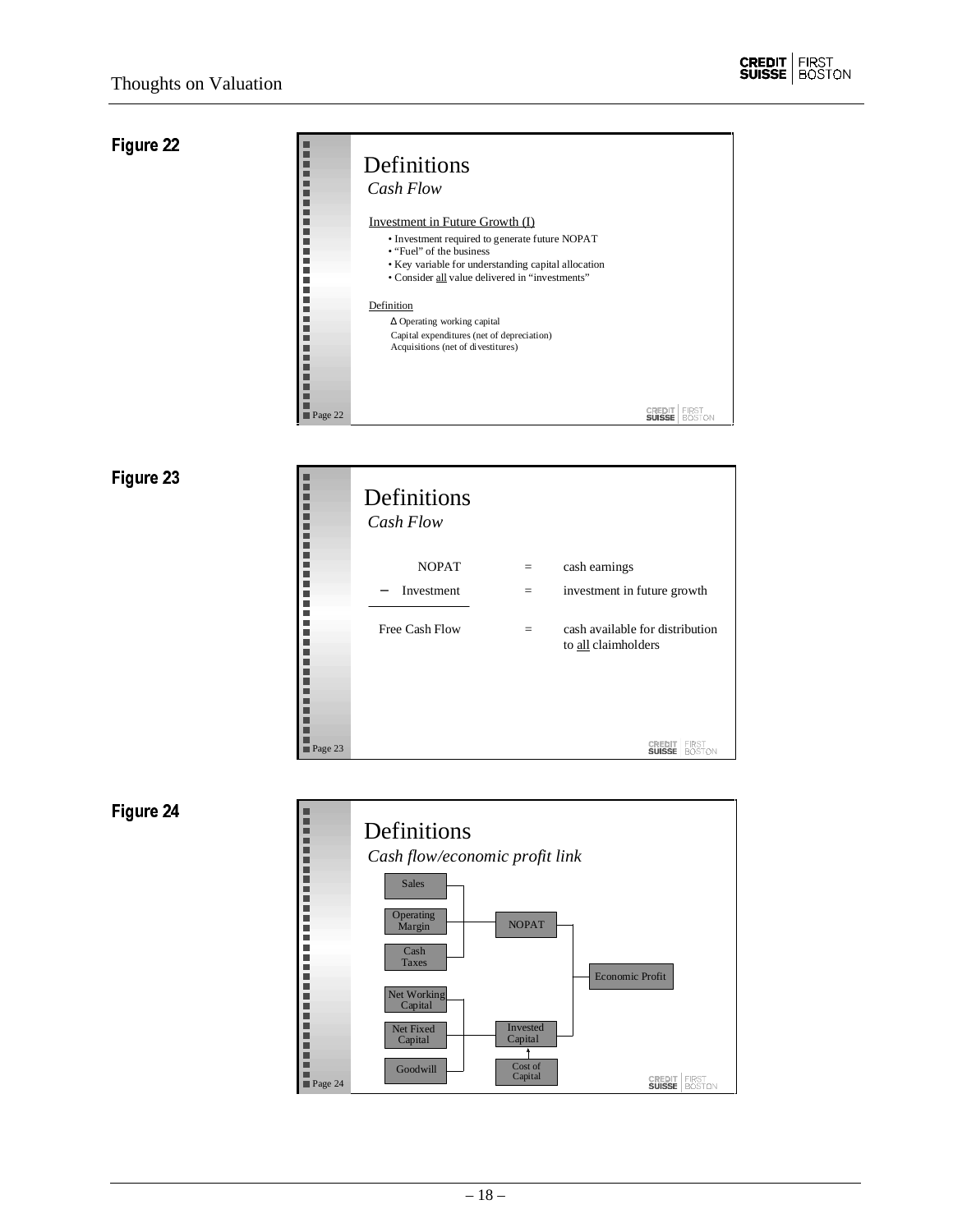**Figure 22**

# Definitions

*Cash Flow*

Investment in Future Growth (I)

- Investment required to generate future NOPAT
- "Fuel" of the business
- Key variable for understanding capital allocation
- Consider all value delivered in "investments"

Definition

Δ Operating working capital
Capital expenditures (net of depreciation)
Acquisitions (net of divestitures)

Page 22

**Figure 23**

# Definitions

*Cash Flow*

| | | |
|---|---|---|
| NOPAT | = | cash earnings |
| − Investment | = | investment in future growth |
| Free Cash Flow | = | cash available for distribution to all claimholders |

Page 23

**Figure 24**

# Definitions

*Cash flow/economic profit link*

Sales, Operating Margin, Cash Taxes → NOPAT

Net Working Capital, Net Fixed Capital, Goodwill → Invested Capital

Cost of Capital → Invested Capital

NOPAT, Invested Capital → Economic Profit

Page 24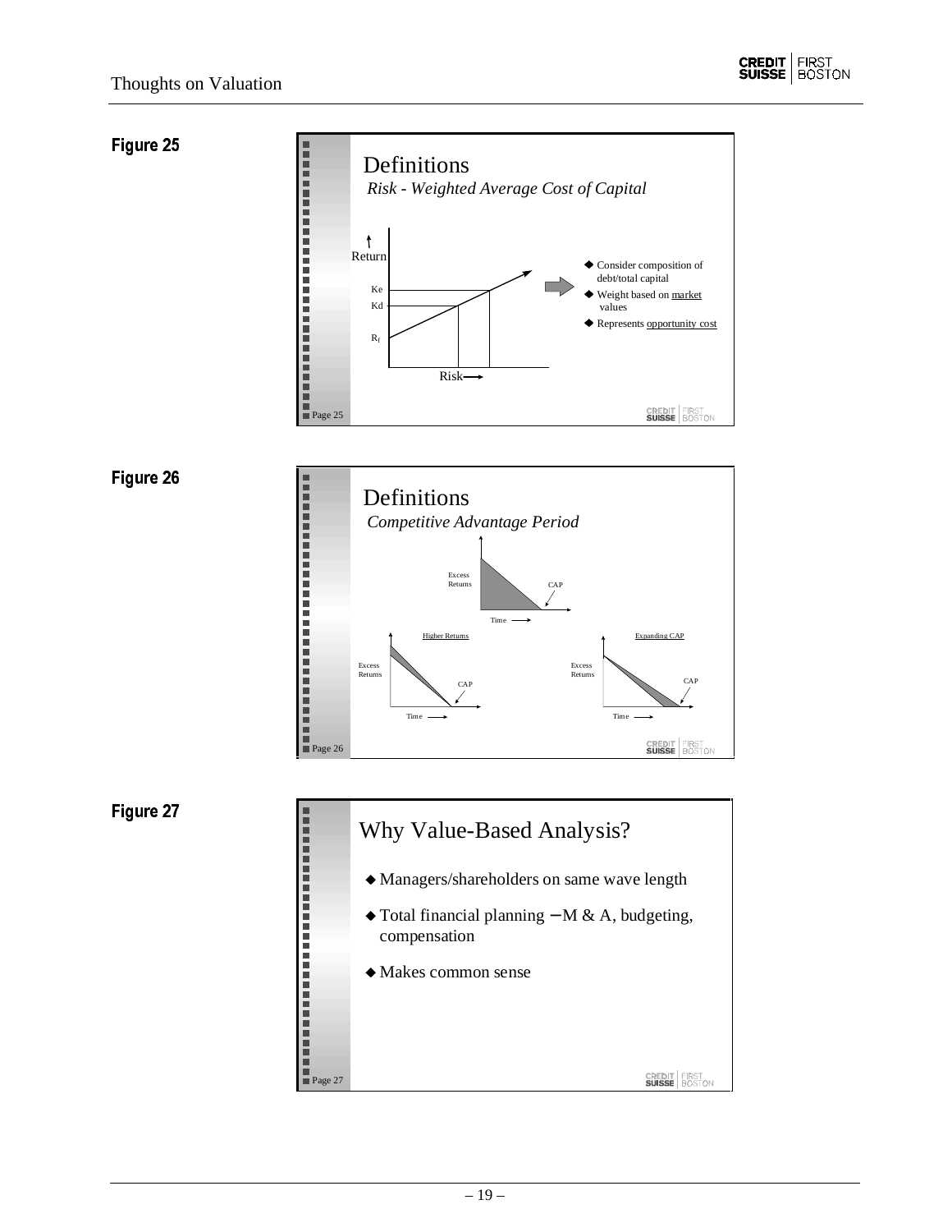**Figure 25**

# Definitions

*Risk - Weighted Average Cost of Capital*

Return

Ke

Kd

$R_f$

Risk

- Consider composition of debt/total capital
- Weight based on market values
- Represents opportunity cost

**Figure 26**

# Definitions

*Competitive Advantage Period*

Excess Returns

CAP

Time

Higher Returns

Excess Returns

CAP

Time

Expanding CAP

Excess Returns

CAP

Time

**Figure 27**

# Why Value-Based Analysis?

- Managers/shareholders on same wave length
- Total financial planning – M & A, budgeting, compensation
- Makes common sense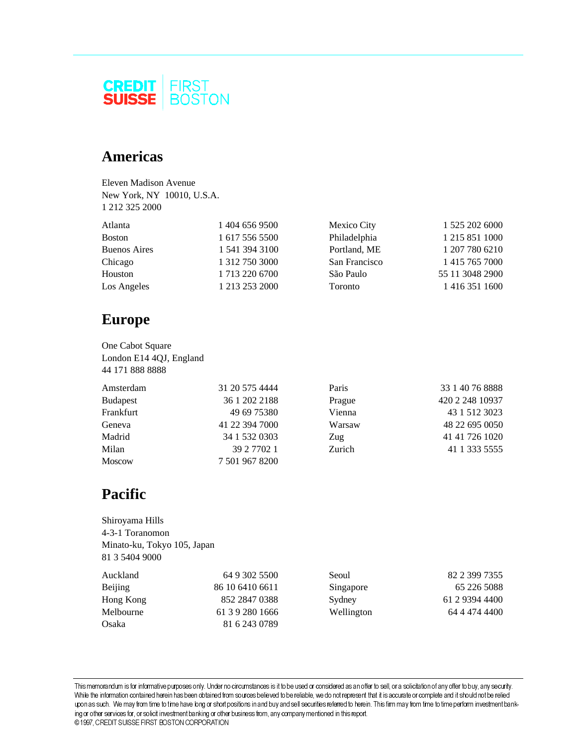CREDIT SUISSE | FIRST BOSTON

## Americas

Eleven Madison Avenue
New York, NY 10010, U.S.A.
1 212 325 2000

| | | | |
|---|---|---|---|
| Atlanta | 1 404 656 9500 | Mexico City | 1 525 202 6000 |
| Boston | 1 617 556 5500 | Philadelphia | 1 215 851 1000 |
| Buenos Aires | 1 541 394 3100 | Portland, ME | 1 207 780 6210 |
| Chicago | 1 312 750 3000 | San Francisco | 1 415 765 7000 |
| Houston | 1 713 220 6700 | São Paulo | 55 11 3048 2900 |
| Los Angeles | 1 213 253 2000 | Toronto | 1 416 351 1600 |

## Europe

One Cabot Square
London E14 4QJ, England
44 171 888 8888

| | | | |
|---|---|---|---|
| Amsterdam | 31 20 575 4444 | Paris | 33 1 40 76 8888 |
| Budapest | 36 1 202 2188 | Prague | 420 2 248 10937 |
| Frankfurt | 49 69 75380 | Vienna | 43 1 512 3023 |
| Geneva | 41 22 394 7000 | Warsaw | 48 22 695 0050 |
| Madrid | 34 1 532 0303 | Zug | 41 41 726 1020 |
| Milan | 39 2 7702 1 | Zurich | 41 1 333 5555 |
| Moscow | 7 501 967 8200 | | |

## Pacific

Shiroyama Hills
4-3-1 Toranomon
Minato-ku, Tokyo 105, Japan
81 3 5404 9000

| | | | |
|---|---|---|---|
| Auckland | 64 9 302 5500 | Seoul | 82 2 399 7355 |
| Beijing | 86 10 6410 6611 | Singapore | 65 226 5088 |
| Hong Kong | 852 2847 0388 | Sydney | 61 2 9394 4400 |
| Melbourne | 61 3 9 280 1666 | Wellington | 64 4 474 4400 |
| Osaka | 81 6 243 0789 | | |

This memorandum is for informative purposes only. Under no circumstances is it to be used or considered as an offer to sell, or a solicitation of any offer to buy, any security. While the information contained herein has been obtained from sources believed to be reliable, we do not represent that it is accurate or complete and it should not be relied upon as such. We may from time to time have long or short positions in and buy and sell securities referred to herein. This firm may from time to time perform investment banking or other services for, or solicit investment banking or other business from, any company mentioned in this report.
© 1997, CREDIT SUISSE FIRST BOSTON CORPORATION